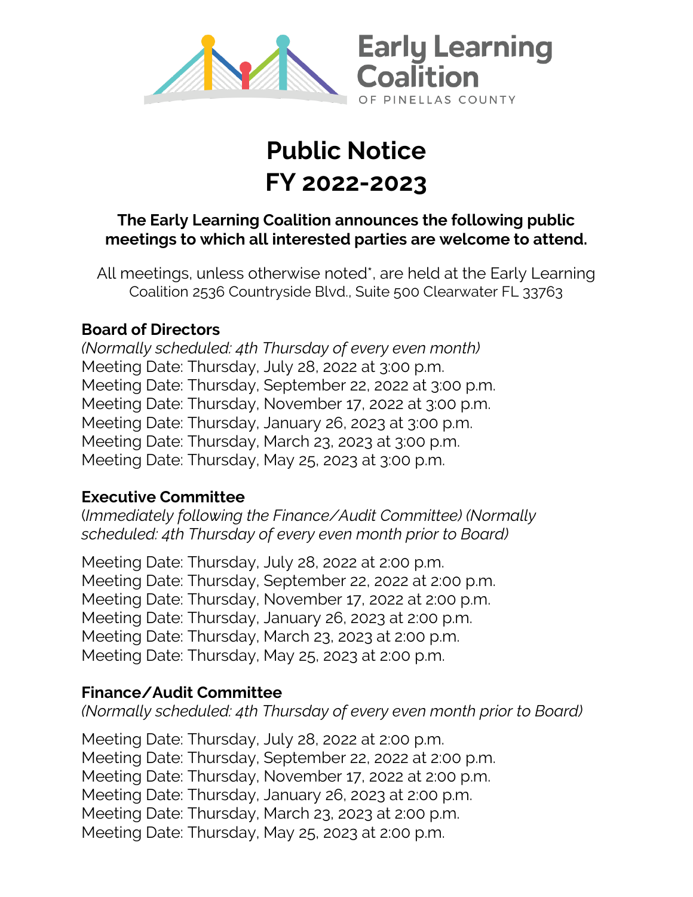Early Learning Coalition

OF PINELLAS COUNTY

# Public Notice
# FY 2022-2023

**The Early Learning Coalition announces the following public meetings to which all interested parties are welcome to attend.**

All meetings, unless otherwise noted*, are held at the Early Learning Coalition 2536 Countryside Blvd., Suite 500 Clearwater FL 33763

### Board of Directors

*(Normally scheduled: 4th Thursday of every even month)*

Meeting Date: Thursday, July 28, 2022 at 3:00 p.m.
Meeting Date: Thursday, September 22, 2022 at 3:00 p.m.
Meeting Date: Thursday, November 17, 2022 at 3:00 p.m.
Meeting Date: Thursday, January 26, 2023 at 3:00 p.m.
Meeting Date: Thursday, March 23, 2023 at 3:00 p.m.
Meeting Date: Thursday, May 25, 2023 at 3:00 p.m.

### Executive Committee

(*Immediately following the Finance/Audit Committee) (Normally scheduled: 4th Thursday of every even month prior to Board)*

Meeting Date: Thursday, July 28, 2022 at 2:00 p.m.
Meeting Date: Thursday, September 22, 2022 at 2:00 p.m.
Meeting Date: Thursday, November 17, 2022 at 2:00 p.m.
Meeting Date: Thursday, January 26, 2023 at 2:00 p.m.
Meeting Date: Thursday, March 23, 2023 at 2:00 p.m.
Meeting Date: Thursday, May 25, 2023 at 2:00 p.m.

### Finance/Audit Committee

*(Normally scheduled: 4th Thursday of every even month prior to Board)*

Meeting Date: Thursday, July 28, 2022 at 2:00 p.m.
Meeting Date: Thursday, September 22, 2022 at 2:00 p.m.
Meeting Date: Thursday, November 17, 2022 at 2:00 p.m.
Meeting Date: Thursday, January 26, 2023 at 2:00 p.m.
Meeting Date: Thursday, March 23, 2023 at 2:00 p.m.
Meeting Date: Thursday, May 25, 2023 at 2:00 p.m.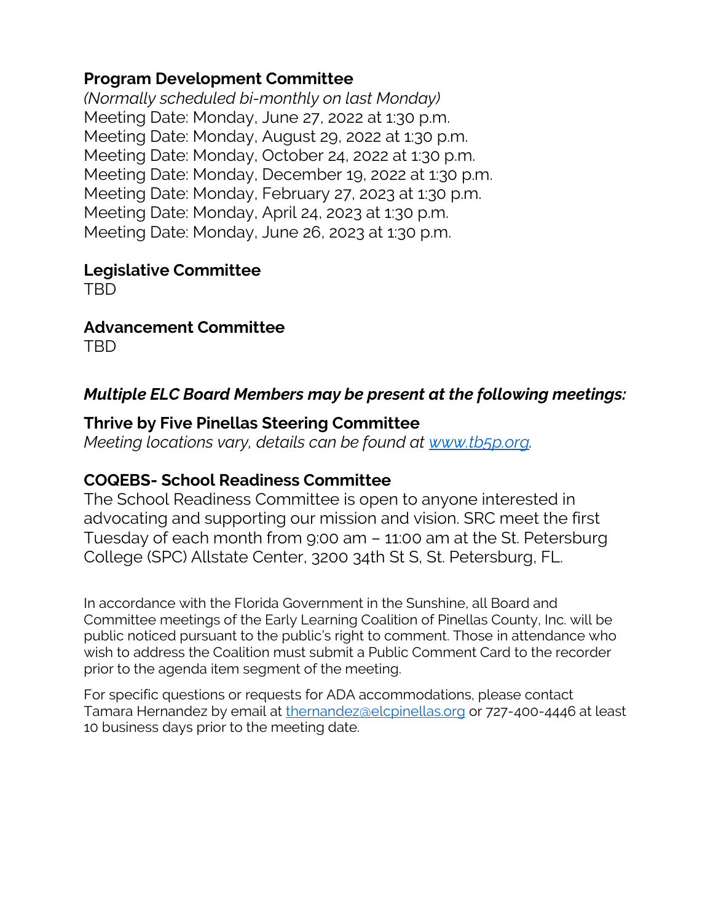**Program Development Committee**
*(Normally scheduled bi-monthly on last Monday)*
Meeting Date: Monday, June 27, 2022 at 1:30 p.m.
Meeting Date: Monday, August 29, 2022 at 1:30 p.m.
Meeting Date: Monday, October 24, 2022 at 1:30 p.m.
Meeting Date: Monday, December 19, 2022 at 1:30 p.m.
Meeting Date: Monday, February 27, 2023 at 1:30 p.m.
Meeting Date: Monday, April 24, 2023 at 1:30 p.m.
Meeting Date: Monday, June 26, 2023 at 1:30 p.m.

**Legislative Committee**
TBD

**Advancement Committee**
TBD

***Multiple ELC Board Members may be present at the following meetings:***

**Thrive by Five Pinellas Steering Committee**
*Meeting locations vary, details can be found at [www.tb5p.org](http://www.tb5p.org).*

**COQEBS- School Readiness Committee**
The School Readiness Committee is open to anyone interested in advocating and supporting our mission and vision. SRC meet the first Tuesday of each month from 9:00 am – 11:00 am at the St. Petersburg College (SPC) Allstate Center, 3200 34th St S, St. Petersburg, FL.

In accordance with the Florida Government in the Sunshine, all Board and Committee meetings of the Early Learning Coalition of Pinellas County, Inc. will be public noticed pursuant to the public's right to comment. Those in attendance who wish to address the Coalition must submit a Public Comment Card to the recorder prior to the agenda item segment of the meeting.

For specific questions or requests for ADA accommodations, please contact Tamara Hernandez by email at [thernandez@elcpinellas.org](mailto:thernandez@elcpinellas.org) or 727-400-4446 at least 10 business days prior to the meeting date.